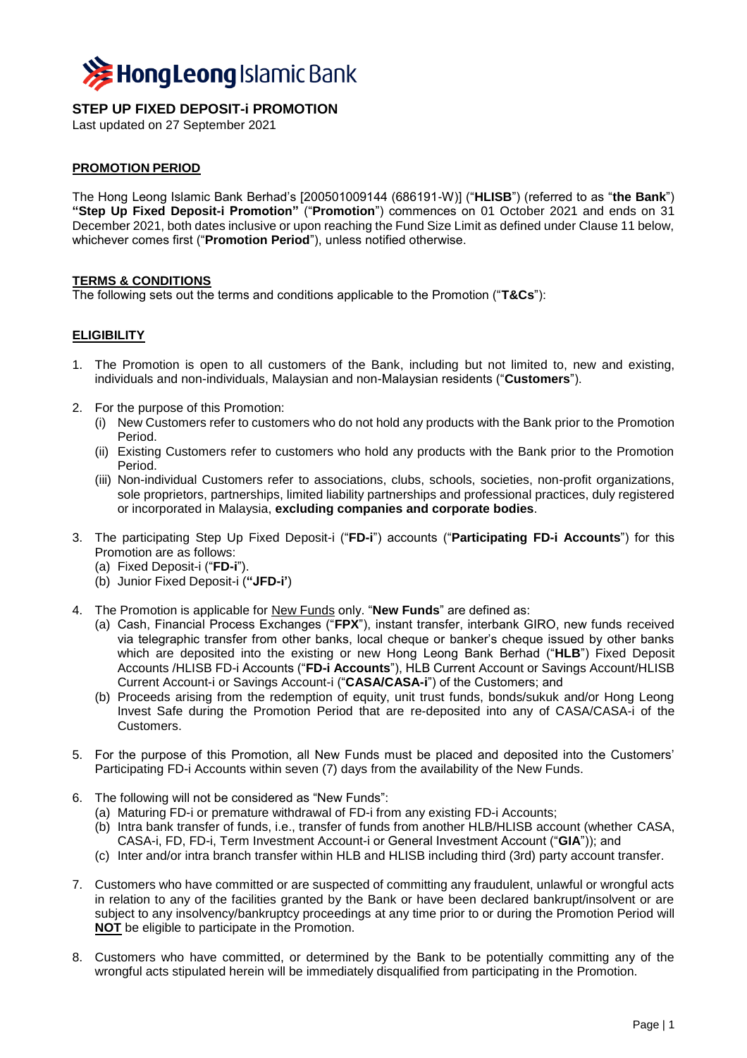# STEP UP FIXED DEPOSIT-i PROMOTION

Last updated on 27 September 2021

## PROMOTION PERIOD

The Hong Leong Islamic Bank Berhad's [200501009144 (686191-W)] ("**HLISB**") (referred to as "**the Bank**") **"Step Up Fixed Deposit-i Promotion"** ("**Promotion**") commences on 01 October 2021 and ends on 31 December 2021, both dates inclusive or upon reaching the Fund Size Limit as defined under Clause 11 below, whichever comes first ("**Promotion Period**"), unless notified otherwise.

## TERMS & CONDITIONS

The following sets out the terms and conditions applicable to the Promotion ("**T&Cs**"):

## ELIGIBILITY

1. The Promotion is open to all customers of the Bank, including but not limited to, new and existing, individuals and non-individuals, Malaysian and non-Malaysian residents ("**Customers**").

2. For the purpose of this Promotion:
   (i) New Customers refer to customers who do not hold any products with the Bank prior to the Promotion Period.
   (ii) Existing Customers refer to customers who hold any products with the Bank prior to the Promotion Period.
   (iii) Non-individual Customers refer to associations, clubs, schools, societies, non-profit organizations, sole proprietors, partnerships, limited liability partnerships and professional practices, duly registered or incorporated in Malaysia, **excluding companies and corporate bodies**.

3. The participating Step Up Fixed Deposit-i ("**FD-i**") accounts ("**Participating FD-i Accounts**") for this Promotion are as follows:
   (a) Fixed Deposit-i ("**FD-i**").
   (b) Junior Fixed Deposit-i (**"JFD-i'**)

4. The Promotion is applicable for New Funds only. "**New Funds**" are defined as:
   (a) Cash, Financial Process Exchanges ("**FPX**"), instant transfer, interbank GIRO, new funds received via telegraphic transfer from other banks, local cheque or banker's cheque issued by other banks which are deposited into the existing or new Hong Leong Bank Berhad ("**HLB**") Fixed Deposit Accounts /HLISB FD-i Accounts ("**FD-i Accounts**"), HLB Current Account or Savings Account/HLISB Current Account-i or Savings Account-i ("**CASA/CASA-i**") of the Customers; and
   (b) Proceeds arising from the redemption of equity, unit trust funds, bonds/sukuk and/or Hong Leong Invest Safe during the Promotion Period that are re-deposited into any of CASA/CASA-i of the Customers.

5. For the purpose of this Promotion, all New Funds must be placed and deposited into the Customers' Participating FD-i Accounts within seven (7) days from the availability of the New Funds.

6. The following will not be considered as "New Funds":
   (a) Maturing FD-i or premature withdrawal of FD-i from any existing FD-i Accounts;
   (b) Intra bank transfer of funds, i.e., transfer of funds from another HLB/HLISB account (whether CASA, CASA-i, FD, FD-i, Term Investment Account-i or General Investment Account ("**GIA**")); and
   (c) Inter and/or intra branch transfer within HLB and HLISB including third (3rd) party account transfer.

7. Customers who have committed or are suspected of committing any fraudulent, unlawful or wrongful acts in relation to any of the facilities granted by the Bank or have been declared bankrupt/insolvent or are subject to any insolvency/bankruptcy proceedings at any time prior to or during the Promotion Period will **NOT** be eligible to participate in the Promotion.

8. Customers who have committed, or determined by the Bank to be potentially committing any of the wrongful acts stipulated herein will be immediately disqualified from participating in the Promotion.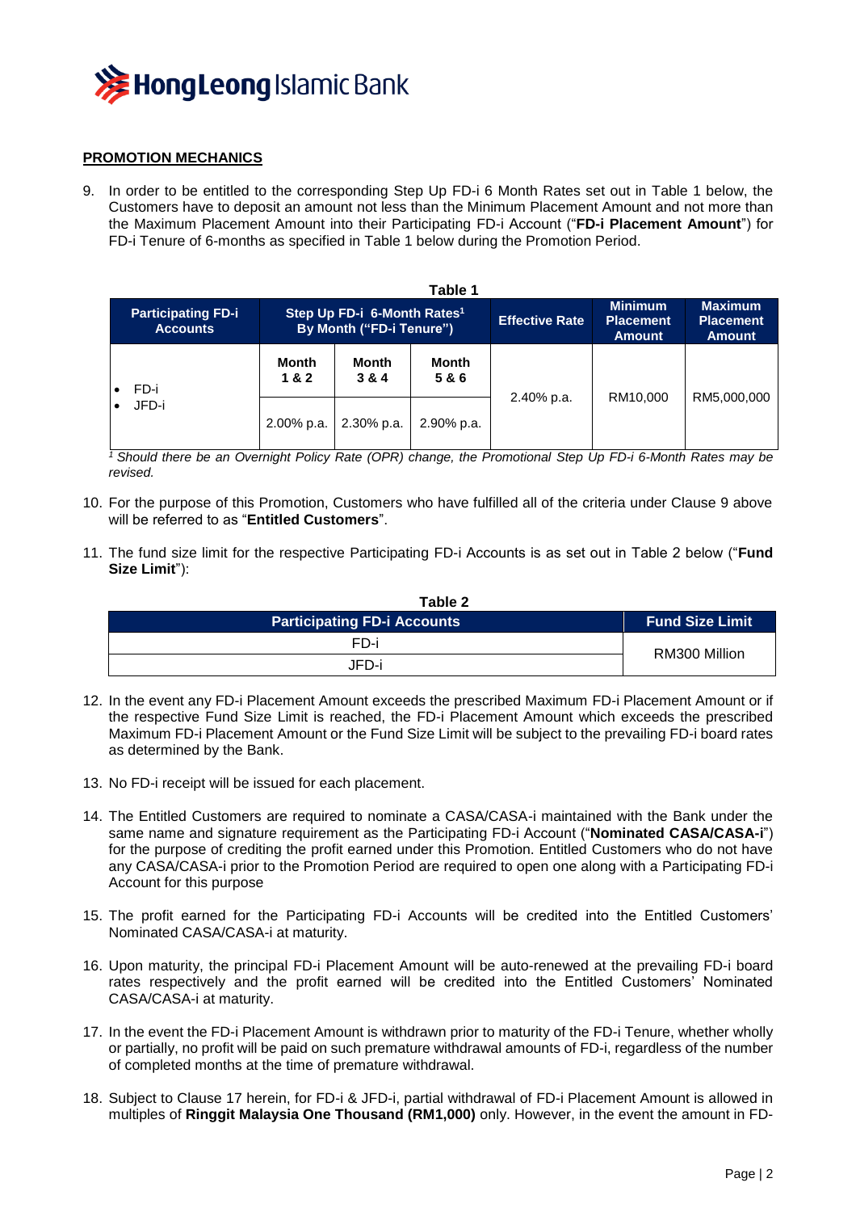**PROMOTION MECHANICS**

9. In order to be entitled to the corresponding Step Up FD-i 6 Month Rates set out in Table 1 below, the Customers have to deposit an amount not less than the Minimum Placement Amount and not more than the Maximum Placement Amount into their Participating FD-i Account ("**FD-i Placement Amount**") for FD-i Tenure of 6-months as specified in Table 1 below during the Promotion Period.

**Table 1**

| Participating FD-i Accounts | Step Up FD-i 6-Month Rates[1] By Month ("FD-i Tenure") | | | Effective Rate | Minimum Placement Amount | Maximum Placement Amount |
|---|---|---|---|---|---|---|
| | Month 1 & 2 | Month 3 & 4 | Month 5 & 6 | | | |
| • FD-i<br>• JFD-i | 2.00% p.a. | 2.30% p.a. | 2.90% p.a. | 2.40% p.a. | RM10,000 | RM5,000,000 |

*[1] Should there be an Overnight Policy Rate (OPR) change, the Promotional Step Up FD-i 6-Month Rates may be revised.*

10. For the purpose of this Promotion, Customers who have fulfilled all of the criteria under Clause 9 above will be referred to as "**Entitled Customers**".

11. The fund size limit for the respective Participating FD-i Accounts is as set out in Table 2 below ("**Fund Size Limit**"):

**Table 2**

| Participating FD-i Accounts | Fund Size Limit |
|---|---|
| FD-i | RM300 Million |
| JFD-i | |

12. In the event any FD-i Placement Amount exceeds the prescribed Maximum FD-i Placement Amount or if the respective Fund Size Limit is reached, the FD-i Placement Amount which exceeds the prescribed Maximum FD-i Placement Amount or the Fund Size Limit will be subject to the prevailing FD-i board rates as determined by the Bank.

13. No FD-i receipt will be issued for each placement.

14. The Entitled Customers are required to nominate a CASA/CASA-i maintained with the Bank under the same name and signature requirement as the Participating FD-i Account ("**Nominated CASA/CASA-i**") for the purpose of crediting the profit earned under this Promotion. Entitled Customers who do not have any CASA/CASA-i prior to the Promotion Period are required to open one along with a Participating FD-i Account for this purpose

15. The profit earned for the Participating FD-i Accounts will be credited into the Entitled Customers' Nominated CASA/CASA-i at maturity.

16. Upon maturity, the principal FD-i Placement Amount will be auto-renewed at the prevailing FD-i board rates respectively and the profit earned will be credited into the Entitled Customers' Nominated CASA/CASA-i at maturity.

17. In the event the FD-i Placement Amount is withdrawn prior to maturity of the FD-i Tenure, whether wholly or partially, no profit will be paid on such premature withdrawal amounts of FD-i, regardless of the number of completed months at the time of premature withdrawal.

18. Subject to Clause 17 herein, for FD-i & JFD-i, partial withdrawal of FD-i Placement Amount is allowed in multiples of **Ringgit Malaysia One Thousand (RM1,000)** only. However, in the event the amount in FD-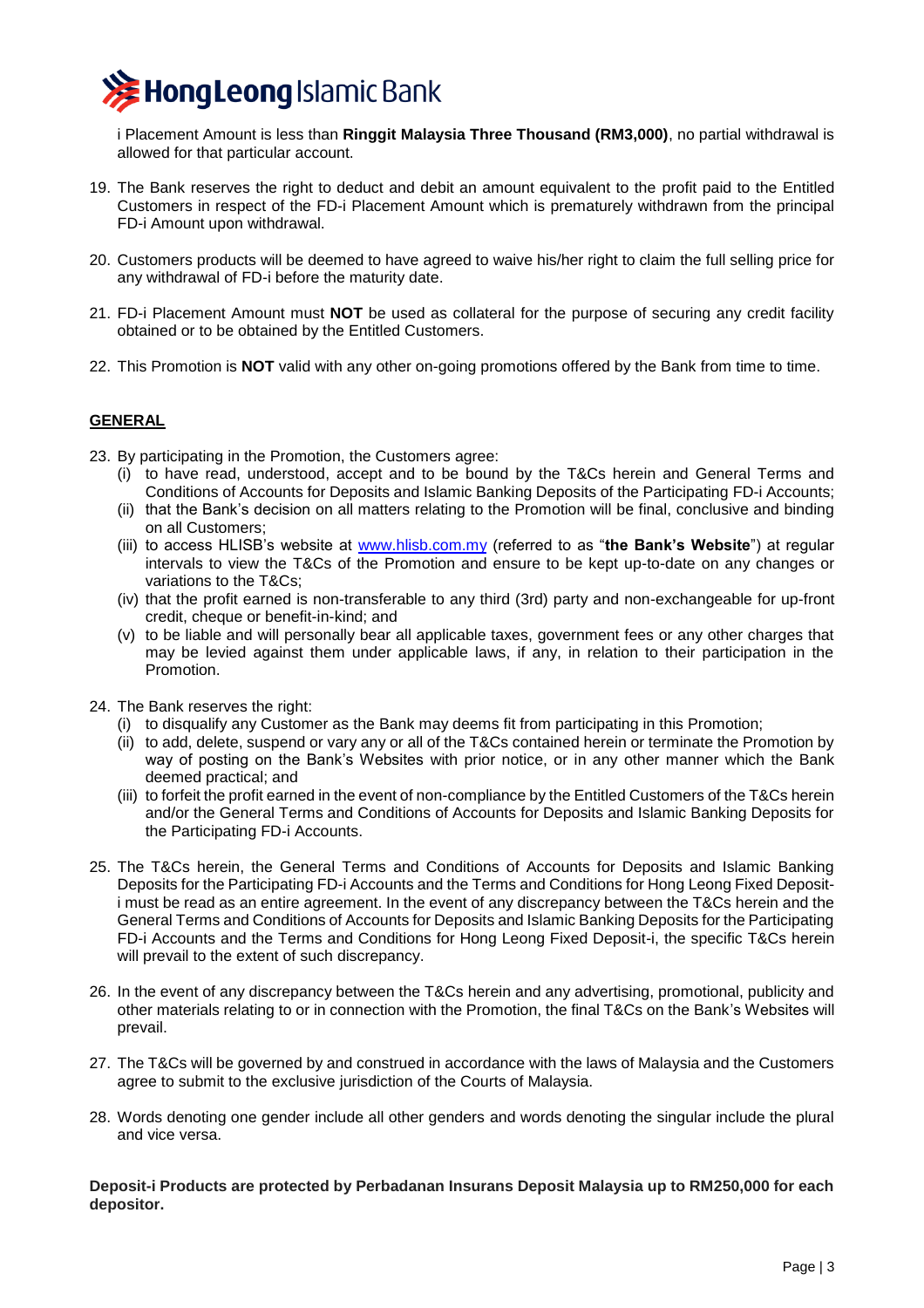i Placement Amount is less than **Ringgit Malaysia Three Thousand (RM3,000)**, no partial withdrawal is allowed for that particular account.

19. The Bank reserves the right to deduct and debit an amount equivalent to the profit paid to the Entitled Customers in respect of the FD-i Placement Amount which is prematurely withdrawn from the principal FD-i Amount upon withdrawal.

20. Customers products will be deemed to have agreed to waive his/her right to claim the full selling price for any withdrawal of FD-i before the maturity date.

21. FD-i Placement Amount must **NOT** be used as collateral for the purpose of securing any credit facility obtained or to be obtained by the Entitled Customers.

22. This Promotion is **NOT** valid with any other on-going promotions offered by the Bank from time to time.

**<u>GENERAL</u>**

23. By participating in the Promotion, the Customers agree:
    - (i) to have read, understood, accept and to be bound by the T&Cs herein and General Terms and Conditions of Accounts for Deposits and Islamic Banking Deposits of the Participating FD-i Accounts;
    - (ii) that the Bank's decision on all matters relating to the Promotion will be final, conclusive and binding on all Customers;
    - (iii) to access HLISB's website at [www.hlisb.com.my](http://www.hlisb.com.my) (referred to as "**the Bank's Website**") at regular intervals to view the T&Cs of the Promotion and ensure to be kept up-to-date on any changes or variations to the T&Cs;
    - (iv) that the profit earned is non-transferable to any third (3rd) party and non-exchangeable for up-front credit, cheque or benefit-in-kind; and
    - (v) to be liable and will personally bear all applicable taxes, government fees or any other charges that may be levied against them under applicable laws, if any, in relation to their participation in the Promotion.

24. The Bank reserves the right:
    - (i) to disqualify any Customer as the Bank may deems fit from participating in this Promotion;
    - (ii) to add, delete, suspend or vary any or all of the T&Cs contained herein or terminate the Promotion by way of posting on the Bank's Websites with prior notice, or in any other manner which the Bank deemed practical; and
    - (iii) to forfeit the profit earned in the event of non-compliance by the Entitled Customers of the T&Cs herein and/or the General Terms and Conditions of Accounts for Deposits and Islamic Banking Deposits for the Participating FD-i Accounts.

25. The T&Cs herein, the General Terms and Conditions of Accounts for Deposits and Islamic Banking Deposits for the Participating FD-i Accounts and the Terms and Conditions for Hong Leong Fixed Deposit-i must be read as an entire agreement. In the event of any discrepancy between the T&Cs herein and the General Terms and Conditions of Accounts for Deposits and Islamic Banking Deposits for the Participating FD-i Accounts and the Terms and Conditions for Hong Leong Fixed Deposit-i, the specific T&Cs herein will prevail to the extent of such discrepancy.

26. In the event of any discrepancy between the T&Cs herein and any advertising, promotional, publicity and other materials relating to or in connection with the Promotion, the final T&Cs on the Bank's Websites will prevail.

27. The T&Cs will be governed by and construed in accordance with the laws of Malaysia and the Customers agree to submit to the exclusive jurisdiction of the Courts of Malaysia.

28. Words denoting one gender include all other genders and words denoting the singular include the plural and vice versa.

**Deposit-i Products are protected by Perbadanan Insurans Deposit Malaysia up to RM250,000 for each depositor.**